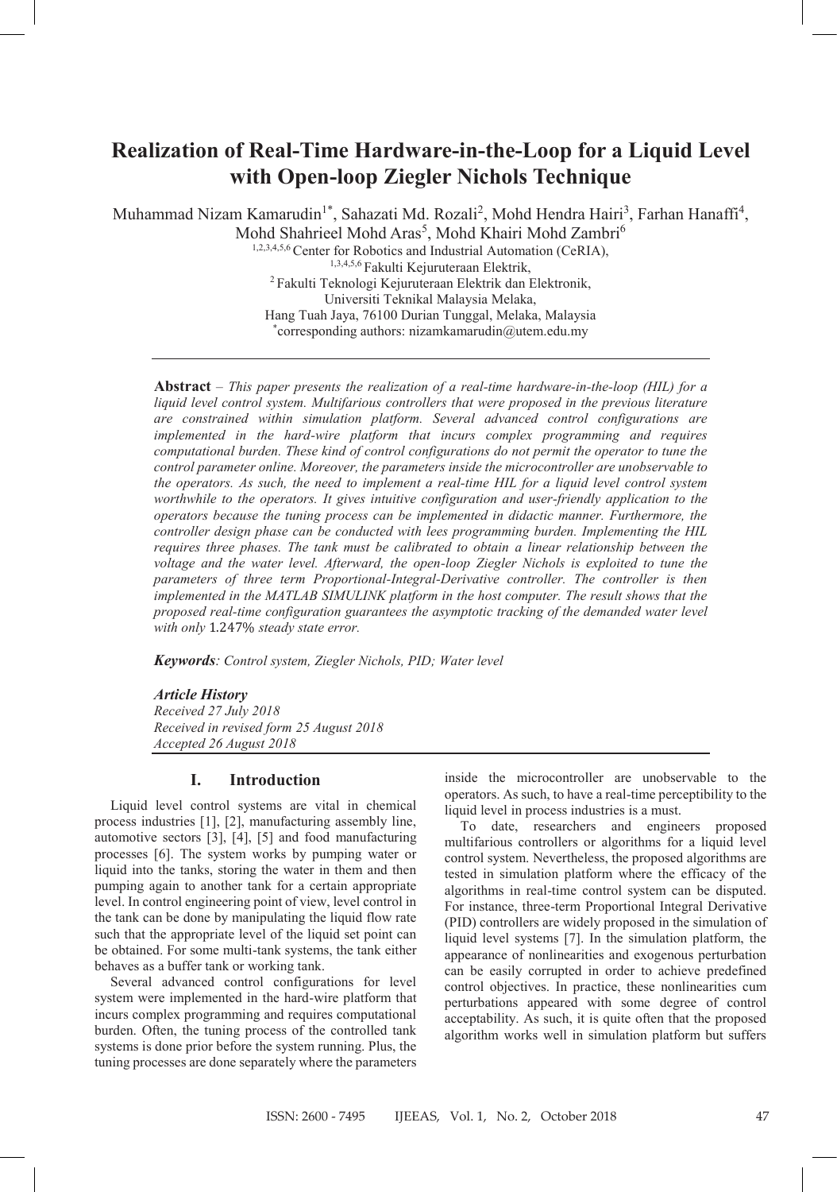# Realization of Real-Time Hardware-in-the-Loop for a Liquid Level with Open-loop Ziegler Nichols Technique

Muhammad Nizam Kamarudin[1*], Sahazati Md. Rozali[2], Mohd Hendra Hairi[3], Farhan Hanaffi[4], Mohd Shahrieel Mohd Aras[5], Mohd Khairi Mohd Zambri[6]

[1,2,3,4,5,6] Center for Robotics and Industrial Automation (CeRIA),
[1,3,4,5,6] Fakulti Kejuruteraan Elektrik,
[2] Fakulti Teknologi Kejuruteraan Elektrik dan Elektronik,
Universiti Teknikal Malaysia Melaka,
Hang Tuah Jaya, 76100 Durian Tunggal, Melaka, Malaysia
[*]corresponding authors: nizamkamarudin@utem.edu.my

**Abstract** – *This paper presents the realization of a real-time hardware-in-the-loop (HIL) for a liquid level control system. Multifarious controllers that were proposed in the previous literature are constrained within simulation platform. Several advanced control configurations are implemented in the hard-wire platform that incurs complex programming and requires computational burden. These kind of control configurations do not permit the operator to tune the control parameter online. Moreover, the parameters inside the microcontroller are unobservable to the operators. As such, the need to implement a real-time HIL for a liquid level control system worthwhile to the operators. It gives intuitive configuration and user-friendly application to the operators because the tuning process can be implemented in didactic manner. Furthermore, the controller design phase can be conducted with lees programming burden. Implementing the HIL requires three phases. The tank must be calibrated to obtain a linear relationship between the voltage and the water level. Afterward, the open-loop Ziegler Nichols is exploited to tune the parameters of three term Proportional-Integral-Derivative controller. The controller is then implemented in the MATLAB SIMULINK platform in the host computer. The result shows that the proposed real-time configuration guarantees the asymptotic tracking of the demanded water level with only* 1.247% *steady state error.*

***Keywords****: Control system, Ziegler Nichols, PID; Water level*

***Article History***
*Received 27 July 2018*
*Received in revised form 25 August 2018*
*Accepted 26 August 2018*

## I. Introduction

Liquid level control systems are vital in chemical process industries [1], [2], manufacturing assembly line, automotive sectors [3], [4], [5] and food manufacturing processes [6]. The system works by pumping water or liquid into the tanks, storing the water in them and then pumping again to another tank for a certain appropriate level. In control engineering point of view, level control in the tank can be done by manipulating the liquid flow rate such that the appropriate level of the liquid set point can be obtained. For some multi-tank systems, the tank either behaves as a buffer tank or working tank.

Several advanced control configurations for level system were implemented in the hard-wire platform that incurs complex programming and requires computational burden. Often, the tuning process of the controlled tank systems is done prior before the system running. Plus, the tuning processes are done separately where the parameters inside the microcontroller are unobservable to the operators. As such, to have a real-time perceptibility to the liquid level in process industries is a must.

To date, researchers and engineers proposed multifarious controllers or algorithms for a liquid level control system. Nevertheless, the proposed algorithms are tested in simulation platform where the efficacy of the algorithms in real-time control system can be disputed. For instance, three-term Proportional Integral Derivative (PID) controllers are widely proposed in the simulation of liquid level systems [7]. In the simulation platform, the appearance of nonlinearities and exogenous perturbation can be easily corrupted in order to achieve predefined control objectives. In practice, these nonlinearities cum perturbations appeared with some degree of control acceptability. As such, it is quite often that the proposed algorithm works well in simulation platform but suffers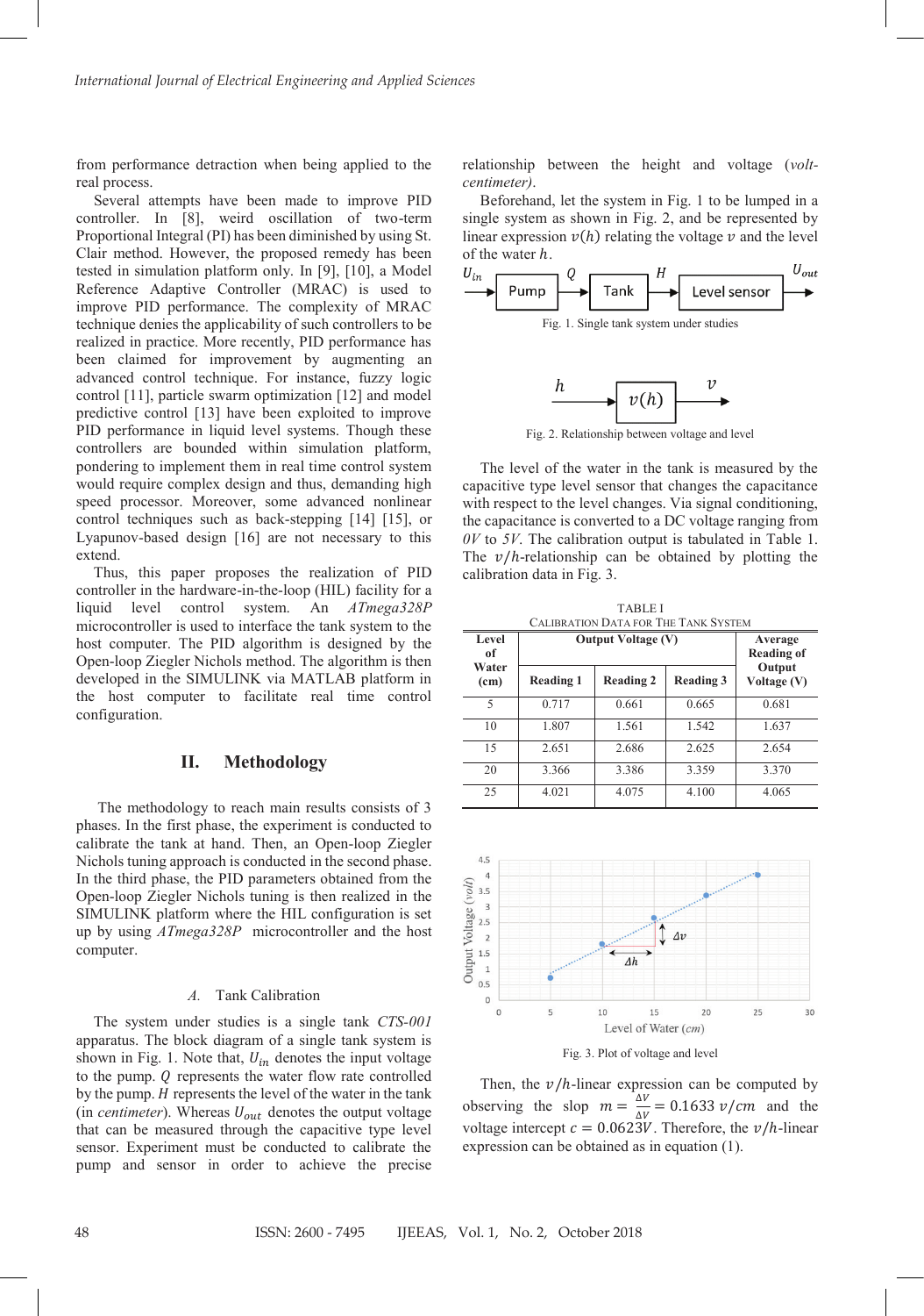from performance detraction when being applied to the real process.

Several attempts have been made to improve PID controller. In [8], weird oscillation of two-term Proportional Integral (PI) has been diminished by using St. Clair method. However, the proposed remedy has been tested in simulation platform only. In [9], [10], a Model Reference Adaptive Controller (MRAC) is used to improve PID performance. The complexity of MRAC technique denies the applicability of such controllers to be realized in practice. More recently, PID performance has been claimed for improvement by augmenting an advanced control technique. For instance, fuzzy logic control [11], particle swarm optimization [12] and model predictive control [13] have been exploited to improve PID performance in liquid level systems. Though these controllers are bounded within simulation platform, pondering to implement them in real time control system would require complex design and thus, demanding high speed processor. Moreover, some advanced nonlinear control techniques such as back-stepping [14] [15], or Lyapunov-based design [16] are not necessary to this extend.

Thus, this paper proposes the realization of PID controller in the hardware-in-the-loop (HIL) facility for a liquid level control system. An *ATmega328P* microcontroller is used to interface the tank system to the host computer. The PID algorithm is designed by the Open-loop Ziegler Nichols method. The algorithm is then developed in the SIMULINK via MATLAB platform in the host computer to facilitate real time control configuration.

## II. Methodology

The methodology to reach main results consists of 3 phases. In the first phase, the experiment is conducted to calibrate the tank at hand. Then, an Open-loop Ziegler Nichols tuning approach is conducted in the second phase. In the third phase, the PID parameters obtained from the Open-loop Ziegler Nichols tuning is then realized in the SIMULINK platform where the HIL configuration is set up by using *ATmega328P* microcontroller and the host computer.

### *A.* Tank Calibration

The system under studies is a single tank *CTS-001* apparatus. The block diagram of a single tank system is shown in Fig. 1. Note that, $U_{in}$ denotes the input voltage to the pump. $Q$ represents the water flow rate controlled by the pump. $H$ represents the level of the water in the tank (in *centimeter*). Whereas $U_{out}$ denotes the output voltage that can be measured through the capacitive type level sensor. Experiment must be conducted to calibrate the pump and sensor in order to achieve the precise relationship between the height and voltage (*volt-centimeter)*.

Beforehand, let the system in Fig. 1 to be lumped in a single system as shown in Fig. 2, and be represented by linear expression $v(h)$ relating the voltage $v$ and the level of the water $h$.

$U_{in}$ → Pump → $Q$ → Tank → $H$ → Level sensor → $U_{out}$

Fig. 1. Single tank system under studies

$h$ → $v(h)$ → $v$

Fig. 2. Relationship between voltage and level

The level of the water in the tank is measured by the capacitive type level sensor that changes the capacitance with respect to the level changes. Via signal conditioning, the capacitance is converted to a DC voltage ranging from *0V* to *5V*. The calibration output is tabulated in Table 1. The $v/h$-relationship can be obtained by plotting the calibration data in Fig. 3.

TABLE I
CALIBRATION DATA FOR THE TANK SYSTEM

| Level of Water (cm) | Output Voltage (V) | | | Average Reading of Output Voltage (V) |
|---|---|---|---|---|
| | Reading 1 | Reading 2 | Reading 3 | |
| 5 | 0.717 | 0.661 | 0.665 | 0.681 |
| 10 | 1.807 | 1.561 | 1.542 | 1.637 |
| 15 | 2.651 | 2.686 | 2.625 | 2.654 |
| 20 | 3.366 | 3.386 | 3.359 | 3.370 |
| 25 | 4.021 | 4.075 | 4.100 | 4.065 |

Fig. 3. Plot of voltage and level

Then, the $v/h$-linear expression can be computed by observing the slop $m = \frac{\Delta V}{\Delta V} = 0.1633\ v/cm$ and the voltage intercept $c = 0.0623V$. Therefore, the $v/h$-linear expression can be obtained as in equation (1).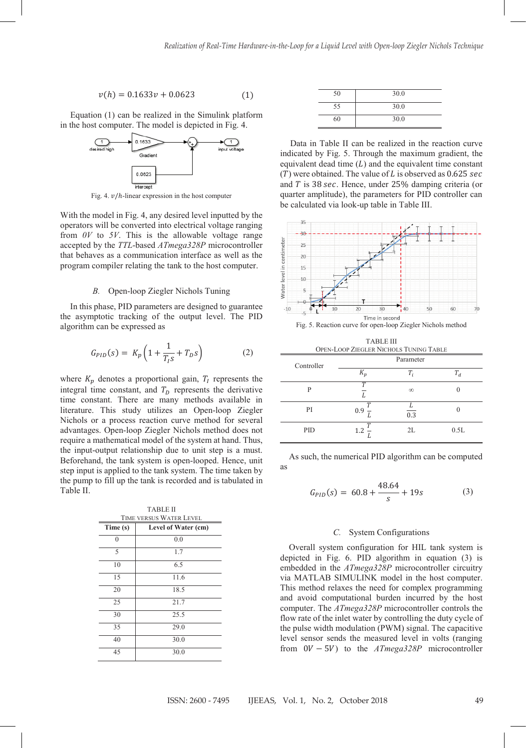$$v(h) = 0.1633v + 0.0623 \quad (1)$$

Equation (1) can be realized in the Simulink platform in the host computer. The model is depicted in Fig. 4.

Fig. 4. $v/h$-linear expression in the host computer

With the model in Fig. 4, any desired level inputted by the operators will be converted into electrical voltage ranging from *0V* to *5V*. This is the allowable voltage range accepted by the *TTL*-based *ATmega328P* microcontroller that behaves as a communication interface as well as the program compiler relating the tank to the host computer.

### B. Open-loop Ziegler Nichols Tuning

In this phase, PID parameters are designed to guarantee the asymptotic tracking of the output level. The PID algorithm can be expressed as

$$G_{PID}(s) = K_p\left(1 + \frac{1}{T_I s} + T_D s\right) \quad (2)$$

where $K_p$ denotes a proportional gain, $T_I$ represents the integral time constant, and $T_D$ represents the derivative time constant. There are many methods available in literature. This study utilizes an Open-loop Ziegler Nichols or a process reaction curve method for several advantages. Open-loop Ziegler Nichols method does not require a mathematical model of the system at hand. Thus, the input-output relationship due to unit step is a must. Beforehand, the tank system is open-looped. Hence, unit step input is applied to the tank system. The time taken by the pump to fill up the tank is recorded and is tabulated in Table II.

TABLE II
TIME VERSUS WATER LEVEL

| Time (s) | Level of Water (cm) |
|---|---|
| 0 | 0.0 |
| 5 | 1.7 |
| 10 | 6.5 |
| 15 | 11.6 |
| 20 | 18.5 |
| 25 | 21.7 |
| 30 | 25.5 |
| 35 | 29.0 |
| 40 | 30.0 |
| 45 | 30.0 |
| 50 | 30.0 |
| 55 | 30.0 |
| 60 | 30.0 |

Data in Table II can be realized in the reaction curve indicated by Fig. 5. Through the maximum gradient, the equivalent dead time ($L$) and the equivalent time constant ($T$) were obtained. The value of $L$ is observed as $0.625\ sec$ and $T$ is $38\ sec$. Hence, under 25% damping criteria (or quarter amplitude), the parameters for PID controller can be calculated via look-up table in Table III.

Fig. 5. Reaction curve for open-loop Ziegler Nichols method

TABLE III
OPEN-LOOP ZIEGLER NICHOLS TUNING TABLE

| Controller | Parameter | | |
|---|---|---|---|
| | $K_p$ | $T_i$ | $T_d$ |
| P | $\frac{T}{L}$ | $\infty$ | 0 |
| PI | $0.9\,\frac{T}{L}$ | $\frac{L}{0.3}$ | 0 |
| PID | $1.2\,\frac{T}{L}$ | 2L | 0.5L |

As such, the numerical PID algorithm can be computed as

$$G_{PID}(s) = 60.8 + \frac{48.64}{s} + 19s \quad (3)$$

### C. System Configurations

Overall system configuration for HIL tank system is depicted in Fig. 6. PID algorithm in equation (3) is embedded in the *ATmega328P* microcontroller circuitry via MATLAB SIMULINK model in the host computer. This method relaxes the need for complex programming and avoid computational burden incurred by the host computer. The *ATmega328P* microcontroller controls the flow rate of the inlet water by controlling the duty cycle of the pulse width modulation (PWM) signal. The capacitive level sensor sends the measured level in volts (ranging from $0V - 5V$) to the *ATmega328P* microcontroller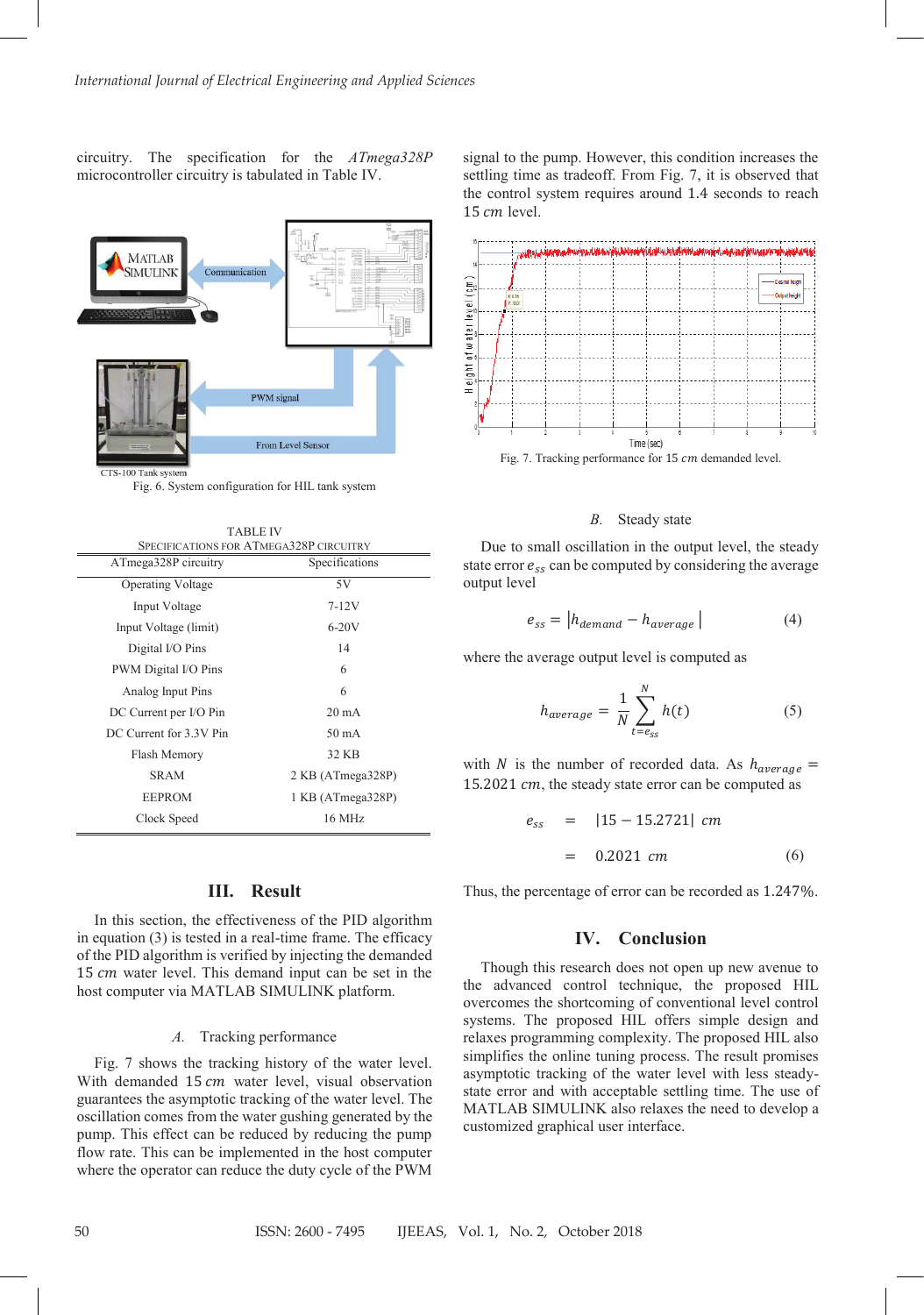circuitry. The specification for the *ATmega328P* microcontroller circuitry is tabulated in Table IV.

Fig. 6. System configuration for HIL tank system

TABLE IV
SPECIFICATIONS FOR ATMEGA328P CIRCUITRY

| ATmega328P circuitry | Specifications |
|---|---|
| Operating Voltage | 5V |
| Input Voltage | 7-12V |
| Input Voltage (limit) | 6-20V |
| Digital I/O Pins | 14 |
| PWM Digital I/O Pins | 6 |
| Analog Input Pins | 6 |
| DC Current per I/O Pin | 20 mA |
| DC Current for 3.3V Pin | 50 mA |
| Flash Memory | 32 KB |
| SRAM | 2 KB (ATmega328P) |
| EEPROM | 1 KB (ATmega328P) |
| Clock Speed | 16 MHz |

## III. Result

In this section, the effectiveness of the PID algorithm in equation (3) is tested in a real-time frame. The efficacy of the PID algorithm is verified by injecting the demanded 15 $cm$ water level. This demand input can be set in the host computer via MATLAB SIMULINK platform.

### A. Tracking performance

Fig. 7 shows the tracking history of the water level. With demanded 15 $cm$ water level, visual observation guarantees the asymptotic tracking of the water level. The oscillation comes from the water gushing generated by the pump. This effect can be reduced by reducing the pump flow rate. This can be implemented in the host computer where the operator can reduce the duty cycle of the PWM signal to the pump. However, this condition increases the settling time as tradeoff. From Fig. 7, it is observed that the control system requires around 1.4 seconds to reach 15 $cm$ level.

Fig. 7. Tracking performance for 15 $cm$ demanded level.

### B. Steady state

Due to small oscillation in the output level, the steady state error $e_{ss}$ can be computed by considering the average output level

$$e_{ss} = |h_{demand} - h_{average}| \tag{4}$$

where the average output level is computed as

$$h_{average} = \frac{1}{N}\sum_{t=e_{ss}}^{N} h(t) \tag{5}$$

with $N$ is the number of recorded data. As $h_{average} =$ 15.2021 $cm$, the steady state error can be computed as

$$\begin{aligned} e_{ss} &= |15 - 15.2721|\ cm \\ &= 0.2021\ cm \end{aligned} \tag{6}$$

Thus, the percentage of error can be recorded as 1.247%.

## IV. Conclusion

Though this research does not open up new avenue to the advanced control technique, the proposed HIL overcomes the shortcoming of conventional level control systems. The proposed HIL offers simple design and relaxes programming complexity. The proposed HIL also simplifies the online tuning process. The result promises asymptotic tracking of the water level with less steady-state error and with acceptable settling time. The use of MATLAB SIMULINK also relaxes the need to develop a customized graphical user interface.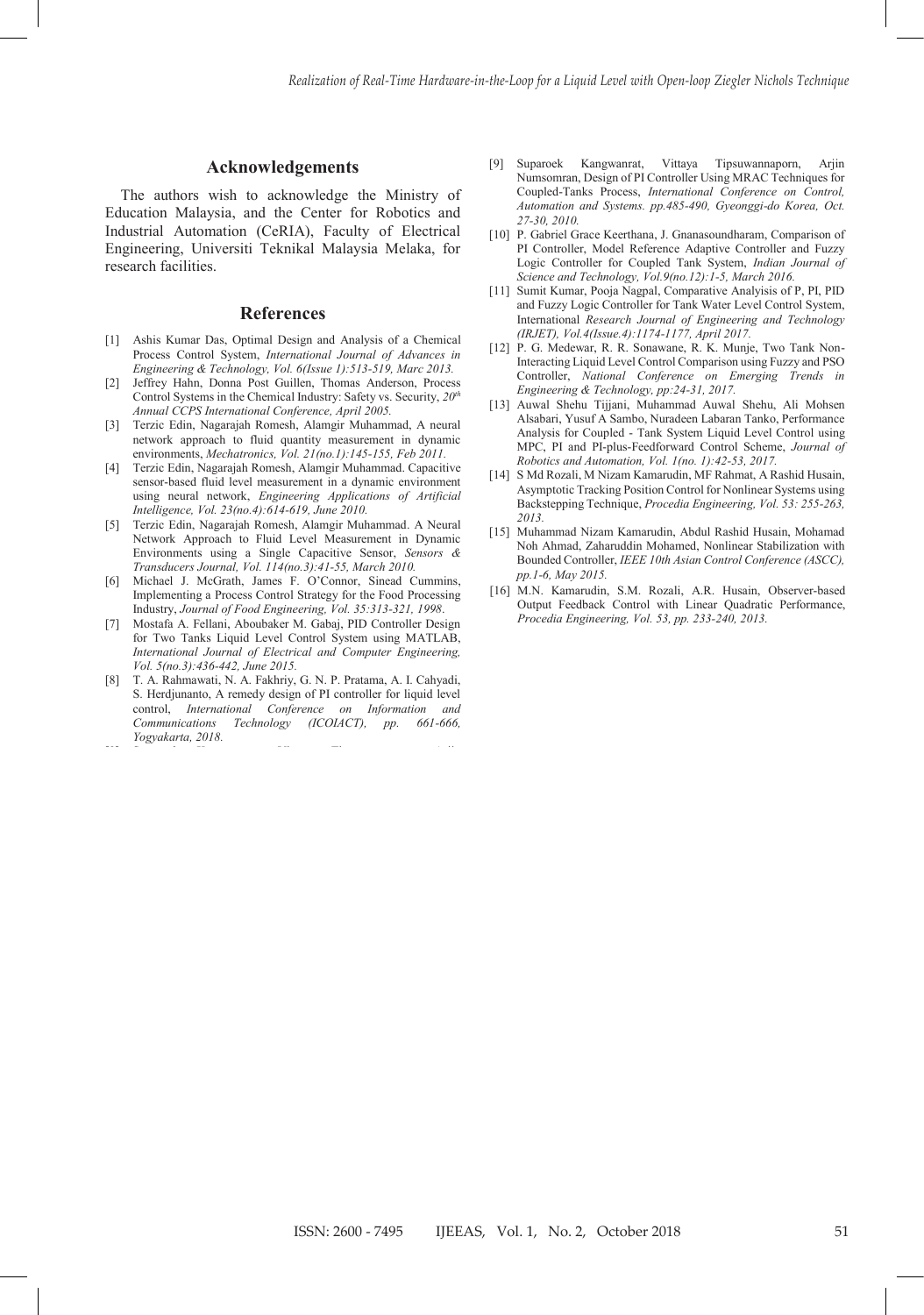## Acknowledgements

The authors wish to acknowledge the Ministry of Education Malaysia, and the Center for Robotics and Industrial Automation (CeRIA), Faculty of Electrical Engineering, Universiti Teknikal Malaysia Melaka, for research facilities.

## References

[1] Ashis Kumar Das, Optimal Design and Analysis of a Chemical Process Control System, *International Journal of Advances in Engineering & Technology, Vol. 6(Issue 1):513-519, Marc 2013.*

[2] Jeffrey Hahn, Donna Post Guillen, Thomas Anderson, Process Control Systems in the Chemical Industry: Safety vs. Security, *20th Annual CCPS International Conference, April 2005.*

[3] Terzic Edin, Nagarajah Romesh, Alamgir Muhammad, A neural network approach to fluid quantity measurement in dynamic environments, *Mechatronics, Vol. 21(no.1):145-155, Feb 2011.*

[4] Terzic Edin, Nagarajah Romesh, Alamgir Muhammad. Capacitive sensor-based fluid level measurement in a dynamic environment using neural network, *Engineering Applications of Artificial Intelligence, Vol. 23(no.4):614-619, June 2010.*

[5] Terzic Edin, Nagarajah Romesh, Alamgir Muhammad. A Neural Network Approach to Fluid Level Measurement in Dynamic Environments using a Single Capacitive Sensor, *Sensors & Transducers Journal, Vol. 114(no.3):41-55, March 2010.*

[6] Michael J. McGrath, James F. O'Connor, Sinead Cummins, Implementing a Process Control Strategy for the Food Processing Industry, *Journal of Food Engineering, Vol. 35:313-321, 1998*.

[7] Mostafa A. Fellani, Aboubaker M. Gabaj, PID Controller Design for Two Tanks Liquid Level Control System using MATLAB, *International Journal of Electrical and Computer Engineering, Vol. 5(no.3):436-442, June 2015.*

[8] T. A. Rahmawati, N. A. Fakhriy, G. N. P. Pratama, A. I. Cahyadi, S. Herdjunanto, A remedy design of PI controller for liquid level control, *International Conference on Information and Communications Technology (ICOIACT), pp. 661-666, Yogyakarta, 2018.*

[9] Suparoek Kangwanrat, Vittaya Tipsuwannaporn, Arjin Numsomran, Design of PI Controller Using MRAC Techniques for Coupled-Tanks Process, *International Conference on Control, Automation and Systems. pp.485-490, Gyeonggi-do Korea, Oct. 27-30, 2010.*

[10] P. Gabriel Grace Keerthana, J. Gnanasoundharam, Comparison of PI Controller, Model Reference Adaptive Controller and Fuzzy Logic Controller for Coupled Tank System, *Indian Journal of Science and Technology, Vol.9(no.12):1-5, March 2016.*

[11] Sumit Kumar, Pooja Nagpal, Comparative Analyisis of P, PI, PID and Fuzzy Logic Controller for Tank Water Level Control System, International *Research Journal of Engineering and Technology (IRJET), Vol.4(Issue.4):1174-1177, April 2017.*

[12] P. G. Medewar, R. R. Sonawane, R. K. Munje, Two Tank Non-Interacting Liquid Level Control Comparison using Fuzzy and PSO Controller, *National Conference on Emerging Trends in Engineering & Technology, pp:24-31, 2017.*

[13] Auwal Shehu Tijjani, Muhammad Auwal Shehu, Ali Mohsen Alsabari, Yusuf A Sambo, Nuradeen Labaran Tanko, Performance Analysis for Coupled - Tank System Liquid Level Control using MPC, PI and PI-plus-Feedforward Control Scheme, *Journal of Robotics and Automation, Vol. 1(no. 1):42-53, 2017.*

[14] S Md Rozali, M Nizam Kamarudin, MF Rahmat, A Rashid Husain, Asymptotic Tracking Position Control for Nonlinear Systems using Backstepping Technique, *Procedia Engineering, Vol. 53: 255-263, 2013.*

[15] Muhammad Nizam Kamarudin, Abdul Rashid Husain, Mohamad Noh Ahmad, Zaharuddin Mohamed, Nonlinear Stabilization with Bounded Controller, *IEEE 10th Asian Control Conference (ASCC), pp.1-6, May 2015.*

[16] M.N. Kamarudin, S.M. Rozali, A.R. Husain, Observer-based Output Feedback Control with Linear Quadratic Performance, *Procedia Engineering, Vol. 53, pp. 233-240, 2013.*